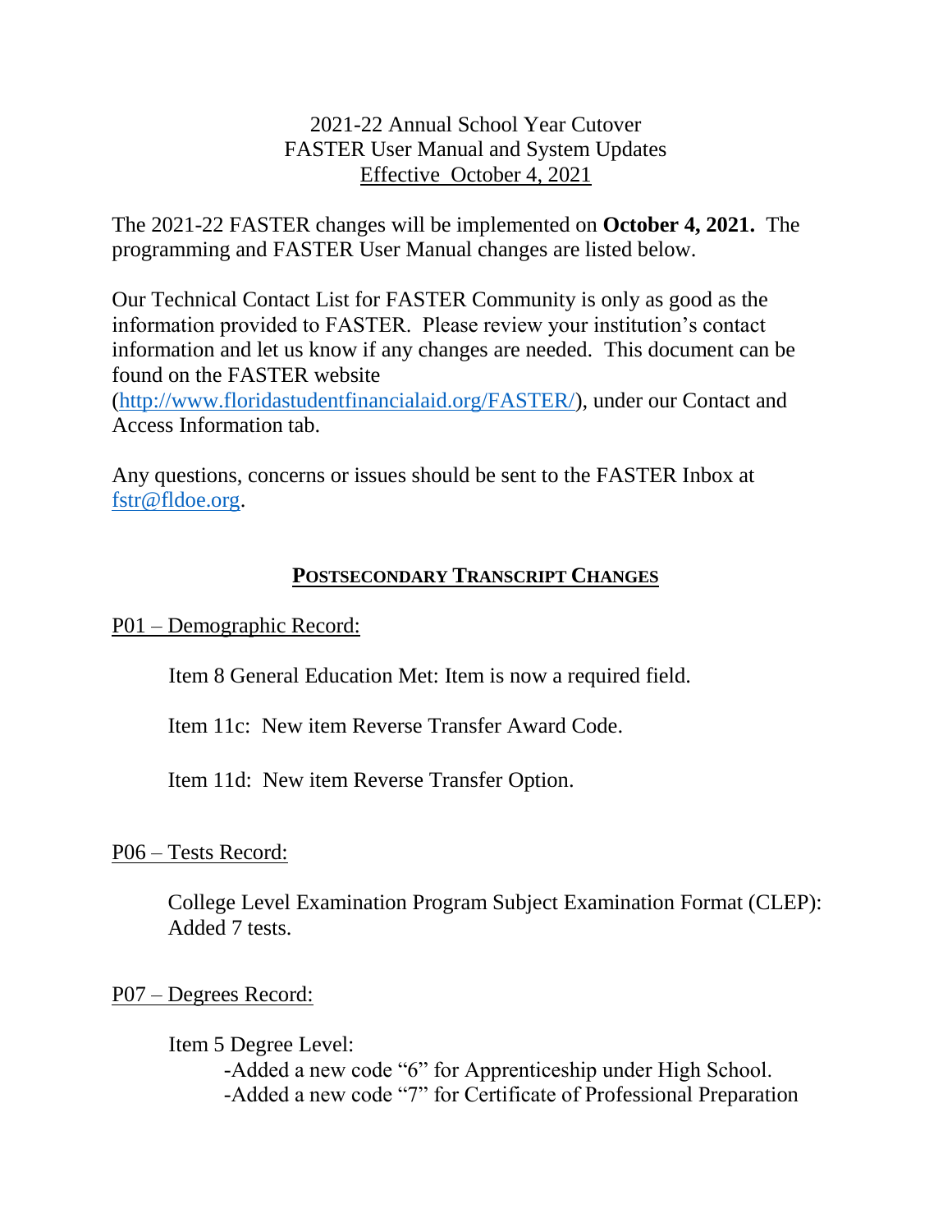# 2021-22 Annual School Year Cutover
## FASTER User Manual and System Updates
### Effective October 4, 2021

The 2021-22 FASTER changes will be implemented on **October 4, 2021.** The programming and FASTER User Manual changes are listed below.

Our Technical Contact List for FASTER Community is only as good as the information provided to FASTER. Please review your institution's contact information and let us know if any changes are needed. This document can be found on the FASTER website (http://www.floridastudentfinancialaid.org/FASTER/), under our Contact and Access Information tab.

Any questions, concerns or issues should be sent to the FASTER Inbox at fstr@fldoe.org.

## POSTSECONDARY TRANSCRIPT CHANGES

### P01 – Demographic Record:

Item 8 General Education Met: Item is now a required field.

Item 11c: New item Reverse Transfer Award Code.

Item 11d: New item Reverse Transfer Option.

### P06 – Tests Record:

College Level Examination Program Subject Examination Format (CLEP): Added 7 tests.

### P07 – Degrees Record:

Item 5 Degree Level:

- Added a new code "6" for Apprenticeship under High School.
- Added a new code "7" for Certificate of Professional Preparation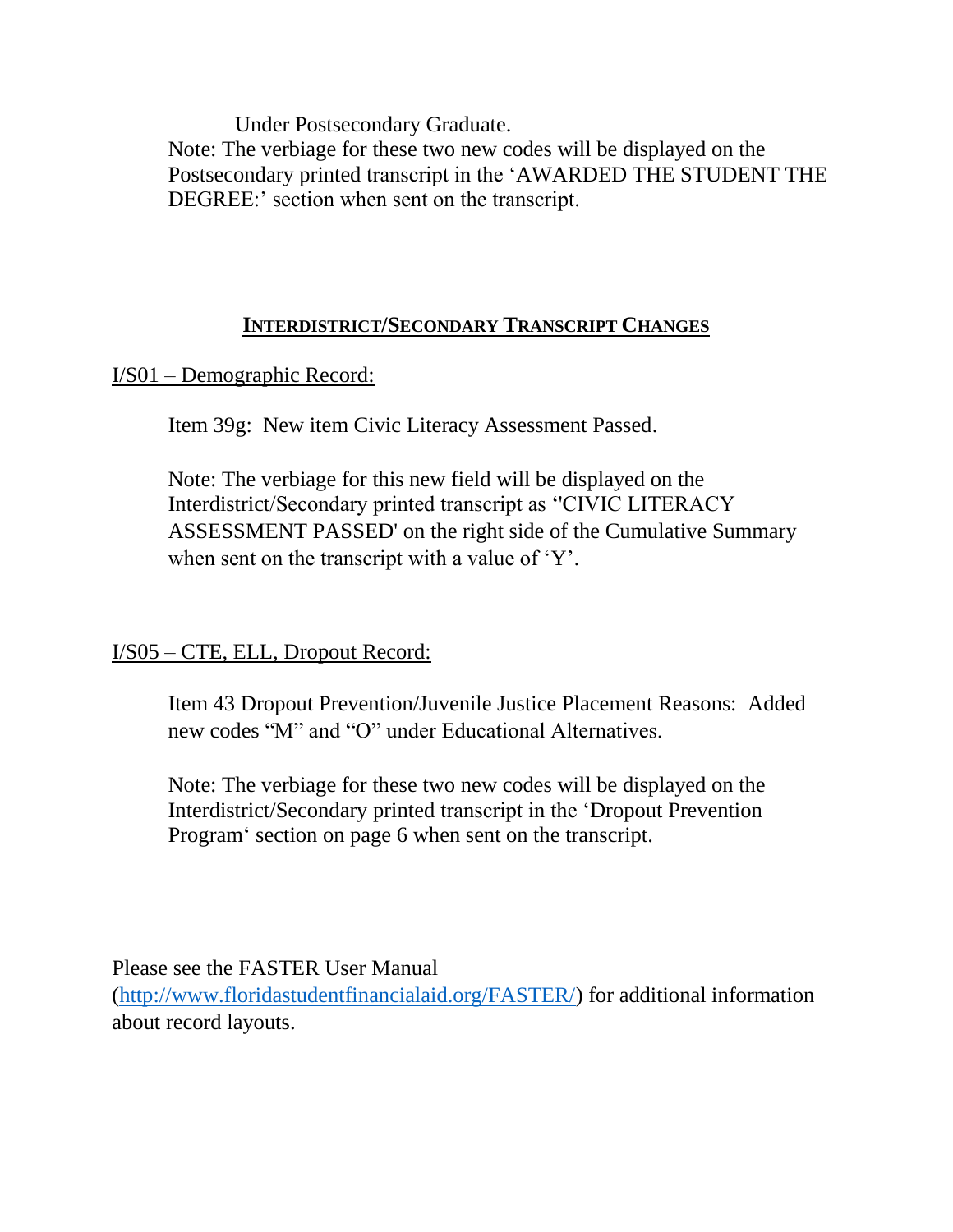Under Postsecondary Graduate.

Note: The verbiage for these two new codes will be displayed on the Postsecondary printed transcript in the 'AWARDED THE STUDENT THE DEGREE:' section when sent on the transcript.

## INTERDISTRICT/SECONDARY TRANSCRIPT CHANGES

I/S01 – Demographic Record:

Item 39g: New item Civic Literacy Assessment Passed.

Note: The verbiage for this new field will be displayed on the Interdistrict/Secondary printed transcript as ''CIVIC LITERACY ASSESSMENT PASSED' on the right side of the Cumulative Summary when sent on the transcript with a value of 'Y'.

I/S05 – CTE, ELL, Dropout Record:

Item 43 Dropout Prevention/Juvenile Justice Placement Reasons: Added new codes "M" and "O" under Educational Alternatives.

Note: The verbiage for these two new codes will be displayed on the Interdistrict/Secondary printed transcript in the 'Dropout Prevention Program' section on page 6 when sent on the transcript.

Please see the FASTER User Manual ([http://www.floridastudentfinancialaid.org/FASTER/](http://www.floridastudentfinancialaid.org/FASTER/)) for additional information about record layouts.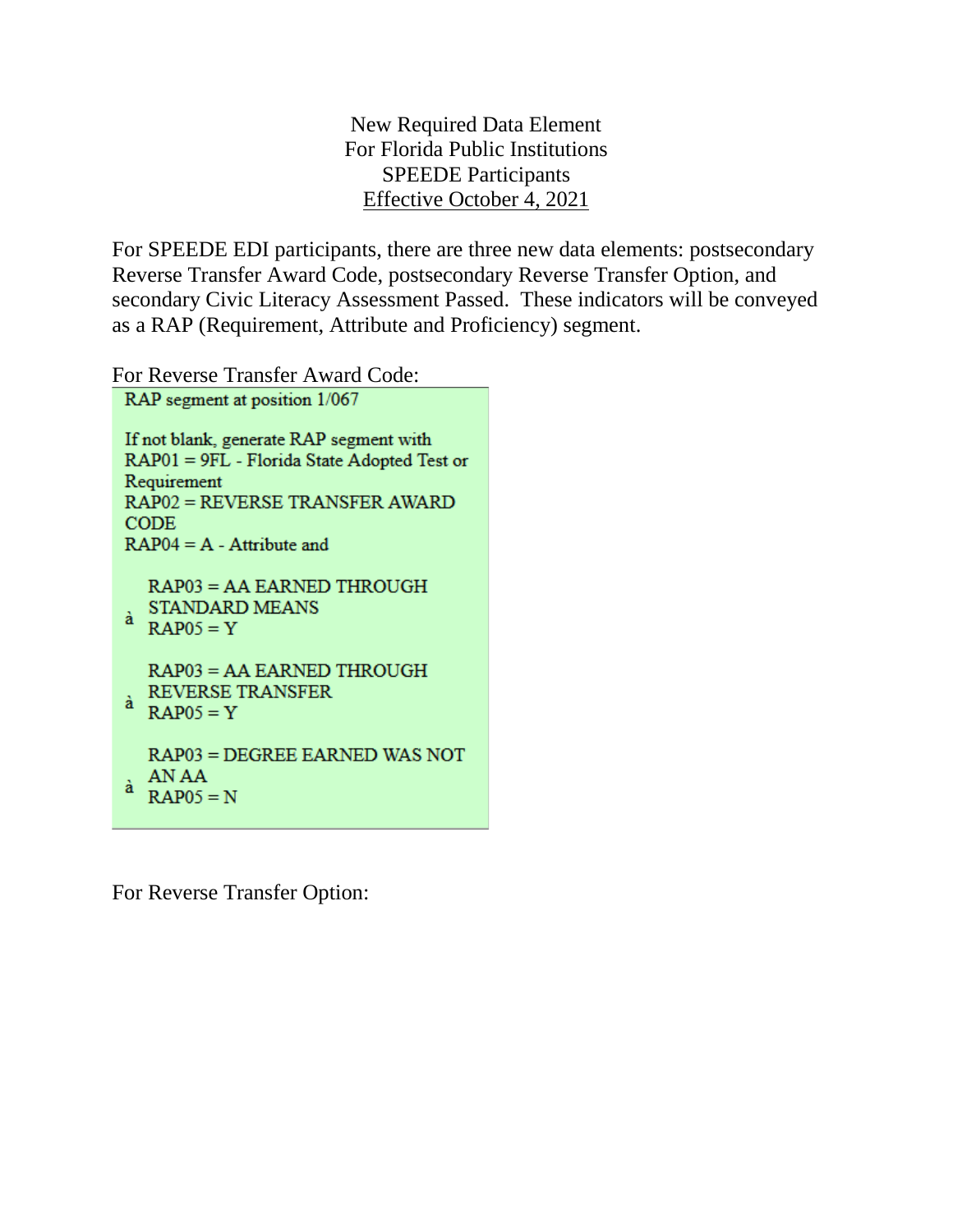New Required Data Element
For Florida Public Institutions
SPEEDE Participants
Effective October 4, 2021

For SPEEDE EDI participants, there are three new data elements: postsecondary Reverse Transfer Award Code, postsecondary Reverse Transfer Option, and secondary Civic Literacy Assessment Passed. These indicators will be conveyed as a RAP (Requirement, Attribute and Proficiency) segment.

For Reverse Transfer Award Code:

RAP segment at position 1/067

If not blank, generate RAP segment with
RAP01 = 9FL - Florida State Adopted Test or Requirement
RAP02 = REVERSE TRANSFER AWARD CODE
RAP04 = A - Attribute and

- à RAP03 = AA EARNED THROUGH STANDARD MEANS
  RAP05 = Y
- à RAP03 = AA EARNED THROUGH REVERSE TRANSFER
  RAP05 = Y
- à RAP03 = DEGREE EARNED WAS NOT AN AA
  RAP05 = N

For Reverse Transfer Option: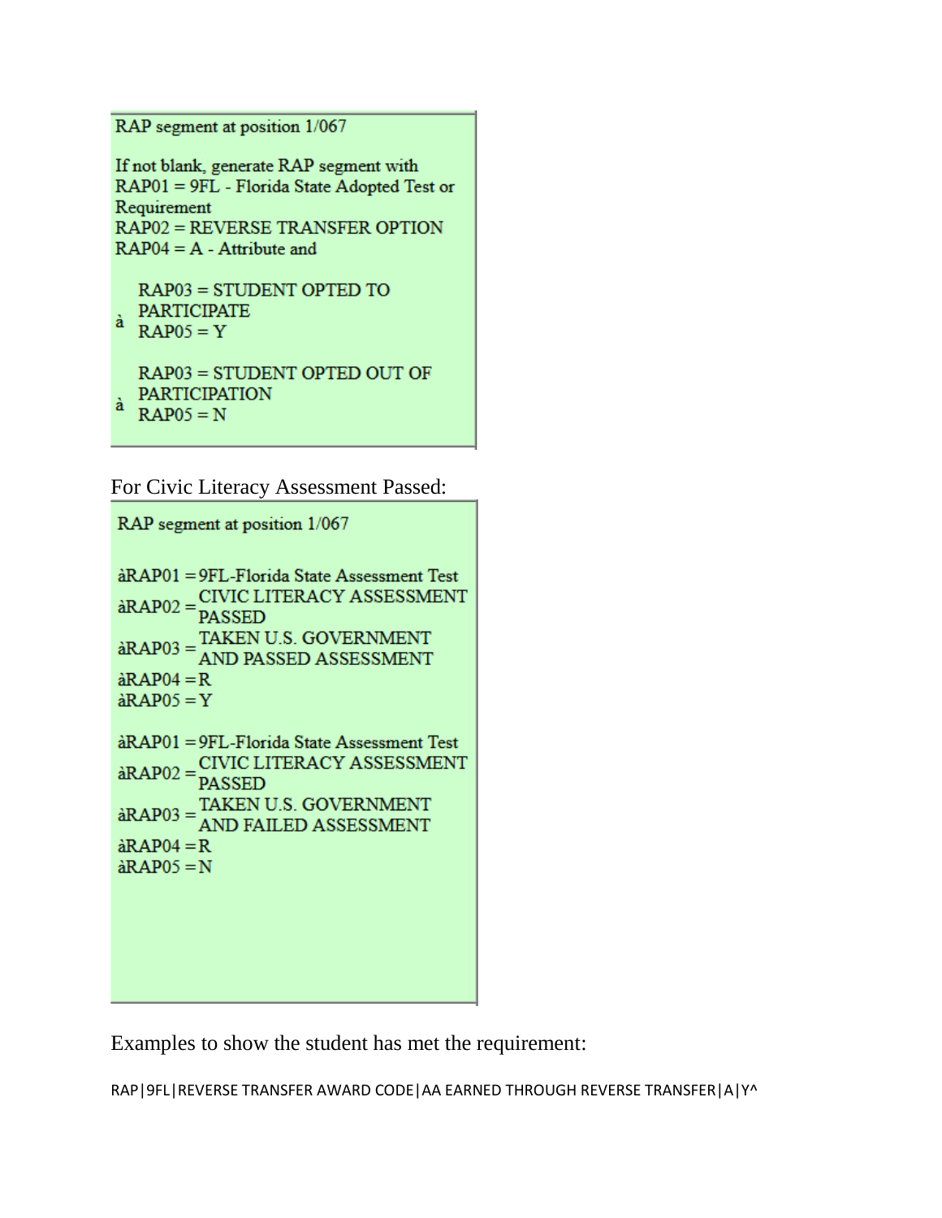| RAP segment at position 1/067 |
| --- |
| If not blank, generate RAP segment with<br>RAP01 = 9FL - Florida State Adopted Test or Requirement<br>RAP02 = REVERSE TRANSFER OPTION<br>RAP04 = A - Attribute and<br><br>à RAP03 = STUDENT OPTED TO PARTICIPATE<br>RAP05 = Y<br><br>à RAP03 = STUDENT OPTED OUT OF PARTICIPATION<br>RAP05 = N |

For Civic Literacy Assessment Passed:

| RAP segment at position 1/067 |
| --- |
| àRAP01 = 9FL-Florida State Assessment Test<br>àRAP02 = CIVIC LITERACY ASSESSMENT PASSED<br>àRAP03 = TAKEN U.S. GOVERNMENT AND PASSED ASSESSMENT<br>àRAP04 = R<br>àRAP05 = Y<br><br>àRAP01 = 9FL-Florida State Assessment Test<br>àRAP02 = CIVIC LITERACY ASSESSMENT PASSED<br>àRAP03 = TAKEN U.S. GOVERNMENT AND FAILED ASSESSMENT<br>àRAP04 = R<br>àRAP05 = N |

Examples to show the student has met the requirement:

```
RAP|9FL|REVERSE TRANSFER AWARD CODE|AA EARNED THROUGH REVERSE TRANSFER|A|Y^
```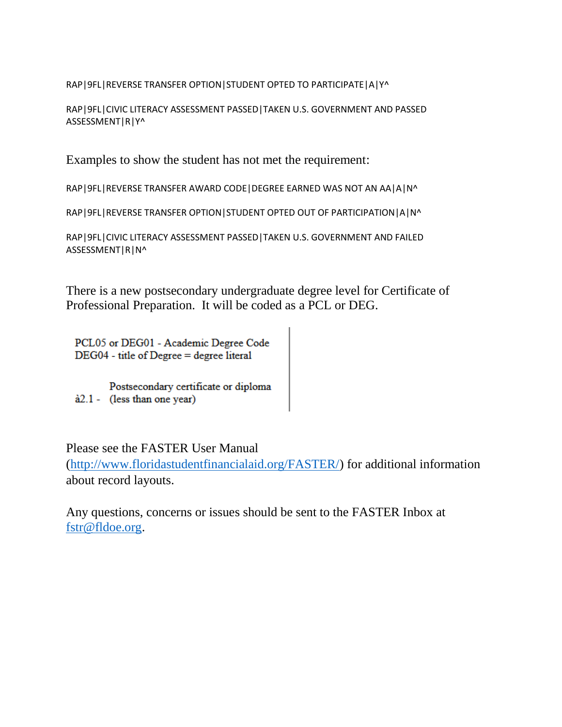RAP|9FL|REVERSE TRANSFER OPTION|STUDENT OPTED TO PARTICIPATE|A|Y^

RAP|9FL|CIVIC LITERACY ASSESSMENT PASSED|TAKEN U.S. GOVERNMENT AND PASSED ASSESSMENT|R|Y^

Examples to show the student has not met the requirement:

RAP|9FL|REVERSE TRANSFER AWARD CODE|DEGREE EARNED WAS NOT AN AA|A|N^

RAP|9FL|REVERSE TRANSFER OPTION|STUDENT OPTED OUT OF PARTICIPATION|A|N^

RAP|9FL|CIVIC LITERACY ASSESSMENT PASSED|TAKEN U.S. GOVERNMENT AND FAILED ASSESSMENT|R|N^

There is a new postsecondary undergraduate degree level for Certificate of Professional Preparation. It will be coded as a PCL or DEG.

PCL05 or DEG01 - Academic Degree Code
DEG04 - title of Degree = degree literal

à2.1 - Postsecondary certificate or diploma (less than one year)

Please see the FASTER User Manual (http://www.floridastudentfinancialaid.org/FASTER/) for additional information about record layouts.

Any questions, concerns or issues should be sent to the FASTER Inbox at fstr@fldoe.org.